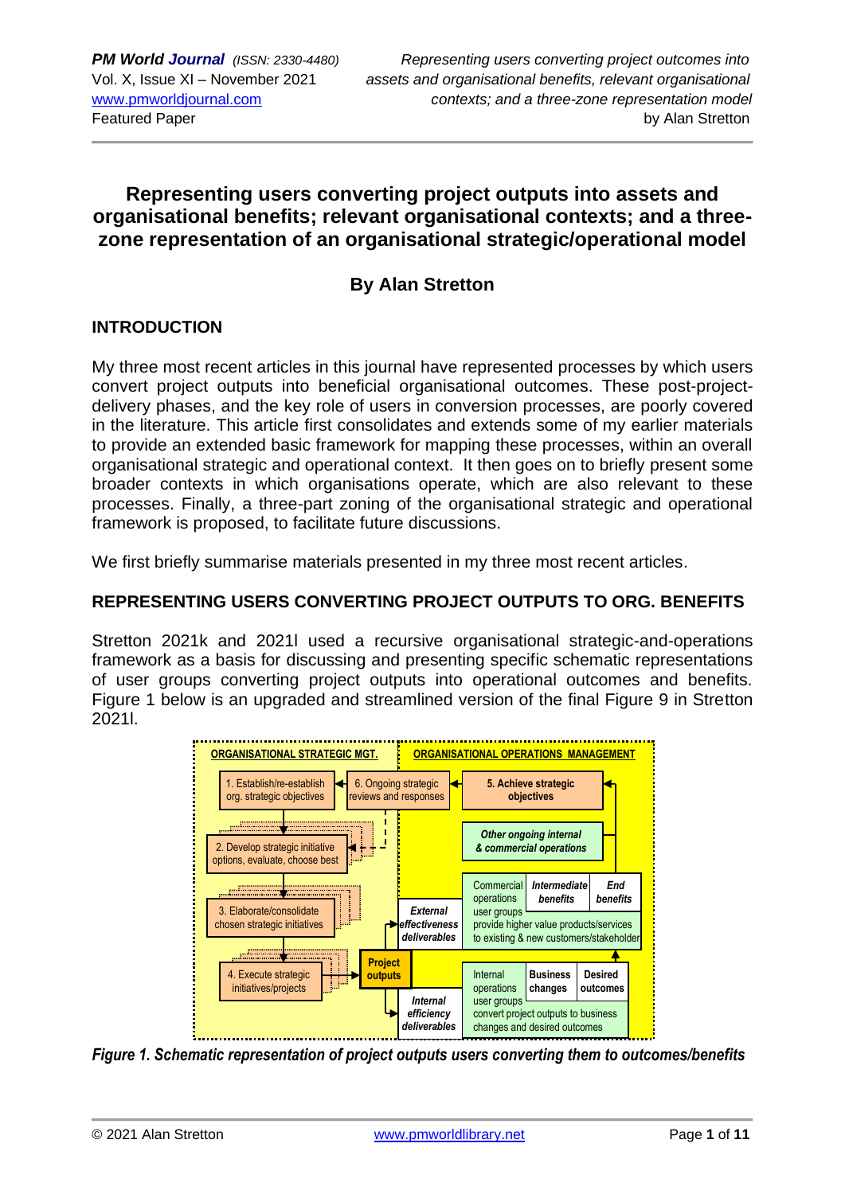# Representing users converting project outputs into assets and organisational benefits; relevant organisational contexts; and a three-zone representation of an organisational strategic/operational model

## By Alan Stretton

## INTRODUCTION

My three most recent articles in this journal have represented processes by which users convert project outputs into beneficial organisational outcomes. These post-project-delivery phases, and the key role of users in conversion processes, are poorly covered in the literature. This article first consolidates and extends some of my earlier materials to provide an extended basic framework for mapping these processes, within an overall organisational strategic and operational context. It then goes on to briefly present some broader contexts in which organisations operate, which are also relevant to these processes. Finally, a three-part zoning of the organisational strategic and operational framework is proposed, to facilitate future discussions.

We first briefly summarise materials presented in my three most recent articles.

## REPRESENTING USERS CONVERTING PROJECT OUTPUTS TO ORG. BENEFITS

Stretton 2021k and 2021l used a recursive organisational strategic-and-operations framework as a basis for discussing and presenting specific schematic representations of user groups converting project outputs into operational outcomes and benefits. Figure 1 below is an upgraded and streamlined version of the final Figure 9 in Stretton 2021l.

*Figure 1. Schematic representation of project outputs users converting them to outcomes/benefits*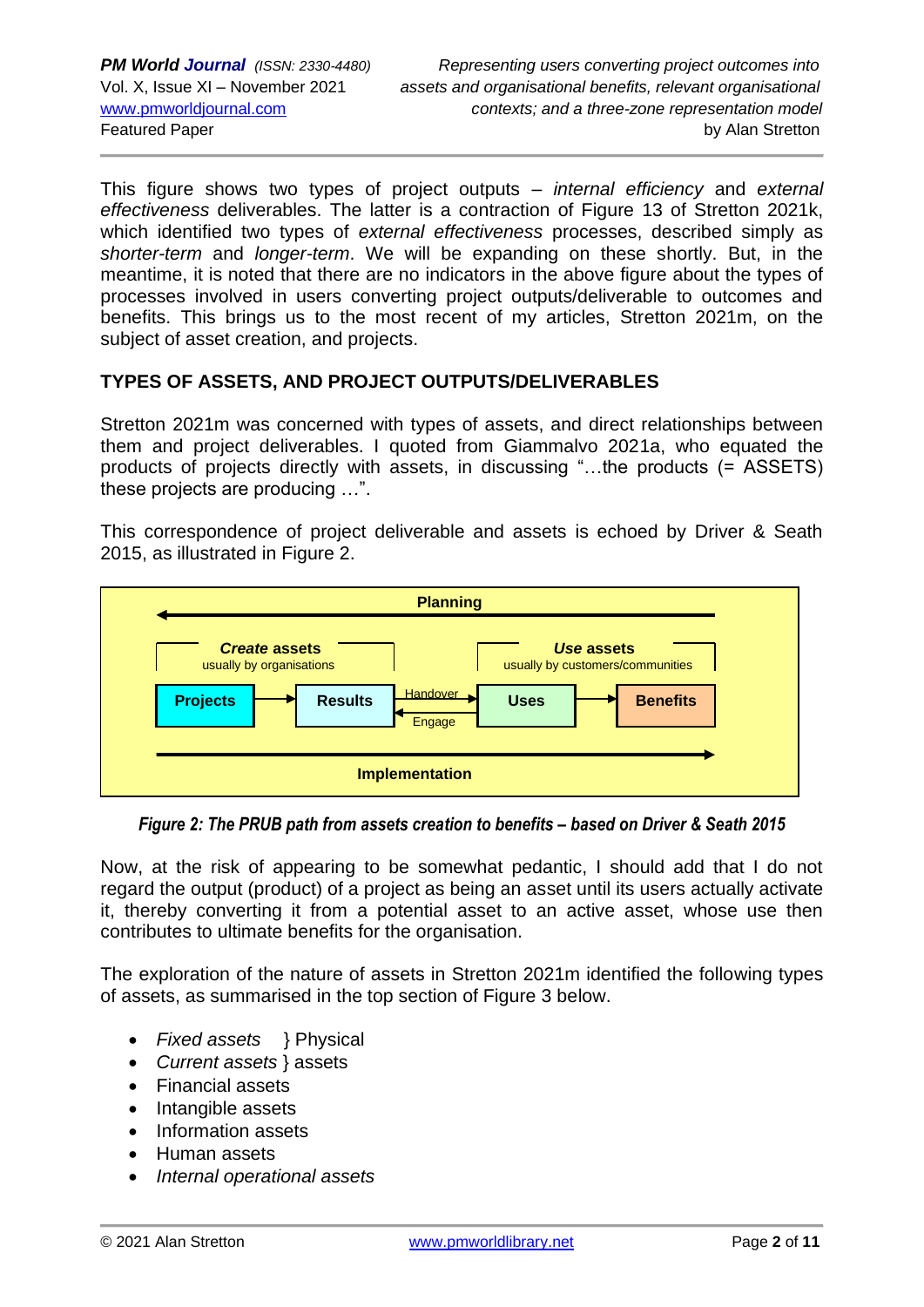This figure shows two types of project outputs – *internal efficiency* and *external effectiveness* deliverables. The latter is a contraction of Figure 13 of Stretton 2021k, which identified two types of *external effectiveness* processes, described simply as *shorter-term* and *longer-term*. We will be expanding on these shortly. But, in the meantime, it is noted that there are no indicators in the above figure about the types of processes involved in users converting project outputs/deliverable to outcomes and benefits. This brings us to the most recent of my articles, Stretton 2021m, on the subject of asset creation, and projects.

## TYPES OF ASSETS, AND PROJECT OUTPUTS/DELIVERABLES

Stretton 2021m was concerned with types of assets, and direct relationships between them and project deliverables. I quoted from Giammalvo 2021a, who equated the products of projects directly with assets, in discussing "…the products (= ASSETS) these projects are producing …".

This correspondence of project deliverable and assets is echoed by Driver & Seath 2015, as illustrated in Figure 2.

Planning

***Create* assets** usually by organisations | ***Use* assets** usually by customers/communities

**Projects** → **Results** → Handover / ← Engage → **Uses** → **Benefits**

Implementation

*Figure 2: The PRUB path from assets creation to benefits – based on Driver & Seath 2015*

Now, at the risk of appearing to be somewhat pedantic, I should add that I do not regard the output (product) of a project as being an asset until its users actually activate it, thereby converting it from a potential asset to an active asset, whose use then contributes to ultimate benefits for the organisation.

The exploration of the nature of assets in Stretton 2021m identified the following types of assets, as summarised in the top section of Figure 3 below.

- *Fixed assets* } Physical
- *Current assets* } assets
- Financial assets
- Intangible assets
- Information assets
- Human assets
- *Internal operational assets*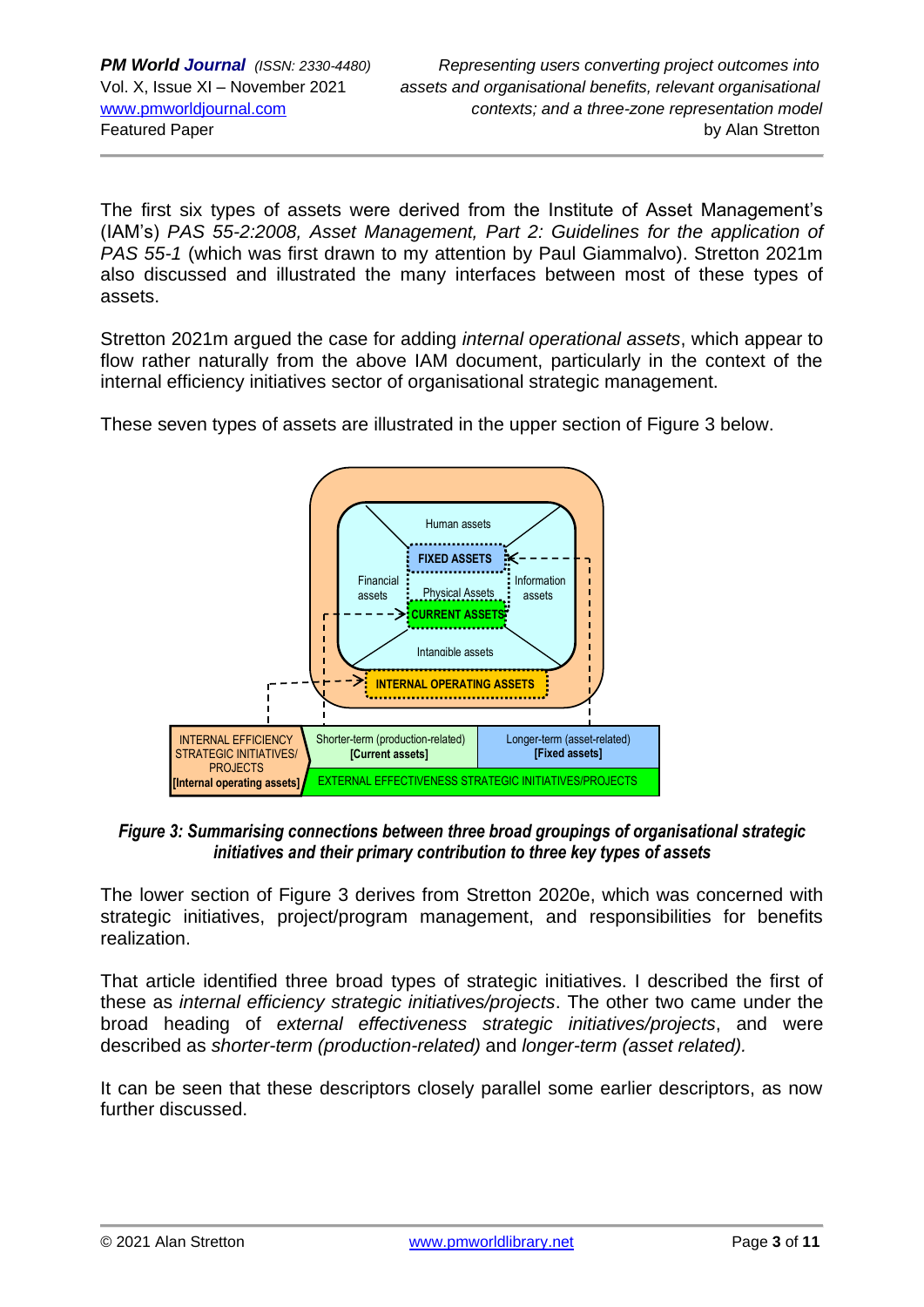The first six types of assets were derived from the Institute of Asset Management's (IAM's) *PAS 55-2:2008, Asset Management, Part 2: Guidelines for the application of PAS 55-1* (which was first drawn to my attention by Paul Giammalvo). Stretton 2021m also discussed and illustrated the many interfaces between most of these types of assets.

Stretton 2021m argued the case for adding *internal operational assets*, which appear to flow rather naturally from the above IAM document, particularly in the context of the internal efficiency initiatives sector of organisational strategic management.

These seven types of assets are illustrated in the upper section of Figure 3 below.

***Figure 3: Summarising connections between three broad groupings of organisational strategic initiatives and their primary contribution to three key types of assets***

The lower section of Figure 3 derives from Stretton 2020e, which was concerned with strategic initiatives, project/program management, and responsibilities for benefits realization.

That article identified three broad types of strategic initiatives. I described the first of these as *internal efficiency strategic initiatives/projects*. The other two came under the broad heading of *external effectiveness strategic initiatives/projects*, and were described as *shorter-term (production-related)* and *longer-term (asset related).*

It can be seen that these descriptors closely parallel some earlier descriptors, as now further discussed.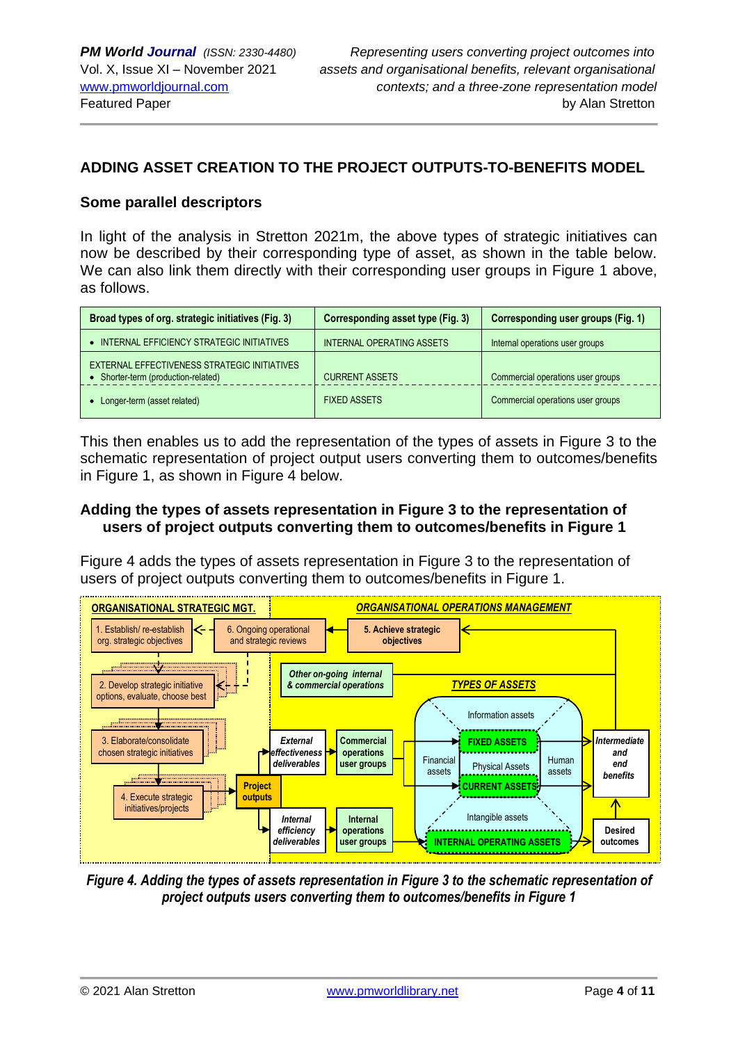## ADDING ASSET CREATION TO THE PROJECT OUTPUTS-TO-BENEFITS MODEL

### Some parallel descriptors

In light of the analysis in Stretton 2021m, the above types of strategic initiatives can now be described by their corresponding type of asset, as shown in the table below. We can also link them directly with their corresponding user groups in Figure 1 above, as follows.

| Broad types of org. strategic initiatives (Fig. 3) | Corresponding asset type (Fig. 3) | Corresponding user groups (Fig. 1) |
|---|---|---|
| • INTERNAL EFFICIENCY STRATEGIC INITIATIVES | INTERNAL OPERATING ASSETS | Internal operations user groups |
| EXTERNAL EFFECTIVENESS STRATEGIC INITIATIVES<br>• Shorter-term (production-related) | CURRENT ASSETS | Commercial operations user groups |
| • Longer-term (asset related) | FIXED ASSETS | Commercial operations user groups |

This then enables us to add the representation of the types of assets in Figure 3 to the schematic representation of project output users converting them to outcomes/benefits in Figure 1, as shown in Figure 4 below.

### Adding the types of assets representation in Figure 3 to the representation of users of project outputs converting them to outcomes/benefits in Figure 1

Figure 4 adds the types of assets representation in Figure 3 to the representation of users of project outputs converting them to outcomes/benefits in Figure 1.

*Figure 4. Adding the types of assets representation in Figure 3 to the schematic representation of project outputs users converting them to outcomes/benefits in Figure 1*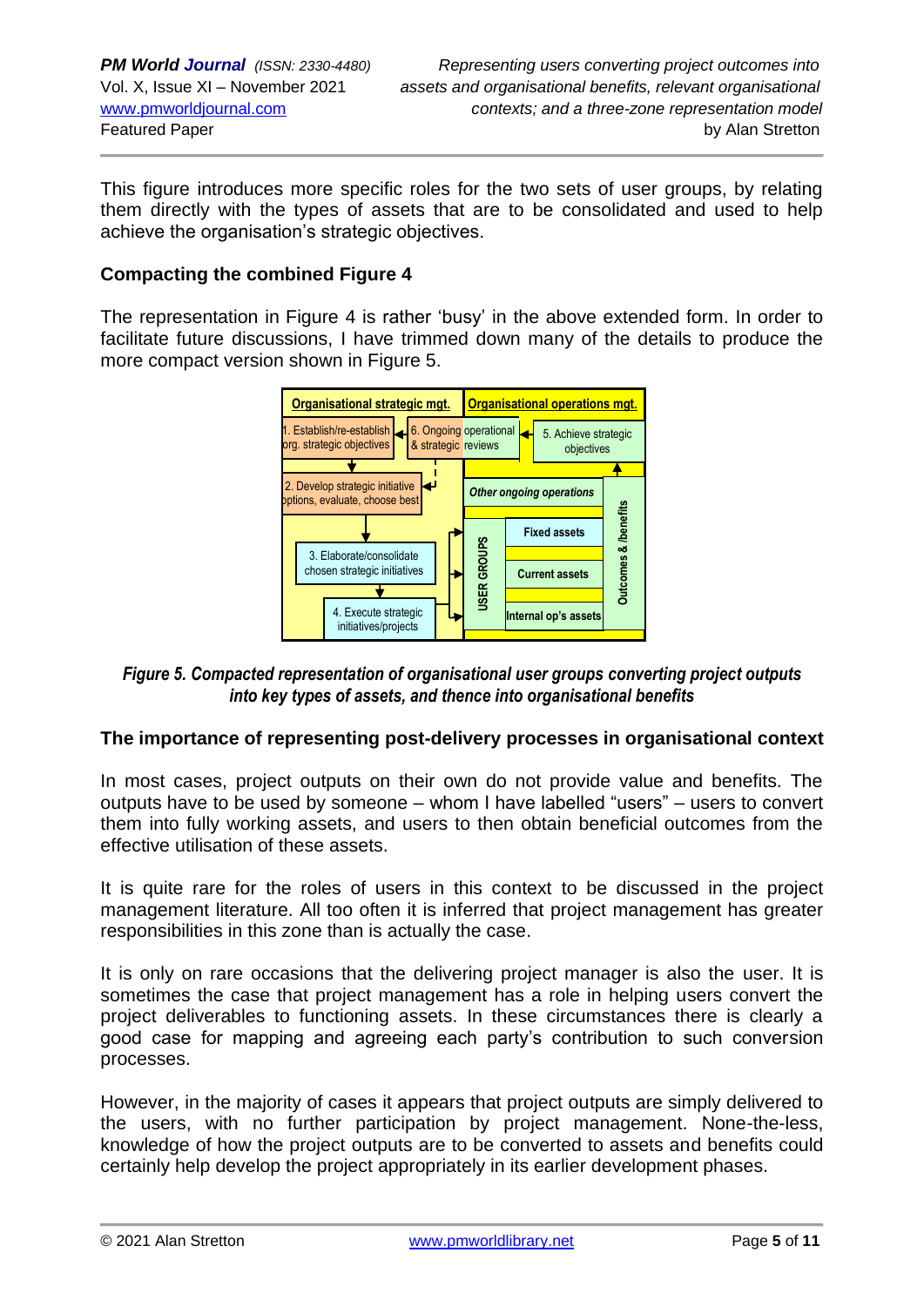This figure introduces more specific roles for the two sets of user groups, by relating them directly with the types of assets that are to be consolidated and used to help achieve the organisation's strategic objectives.

### Compacting the combined Figure 4

The representation in Figure 4 is rather 'busy' in the above extended form. In order to facilitate future discussions, I have trimmed down many of the details to produce the more compact version shown in Figure 5.

*Figure 5. Compacted representation of organisational user groups converting project outputs into key types of assets, and thence into organisational benefits*

### The importance of representing post-delivery processes in organisational context

In most cases, project outputs on their own do not provide value and benefits. The outputs have to be used by someone – whom I have labelled "users" – users to convert them into fully working assets, and users to then obtain beneficial outcomes from the effective utilisation of these assets.

It is quite rare for the roles of users in this context to be discussed in the project management literature. All too often it is inferred that project management has greater responsibilities in this zone than is actually the case.

It is only on rare occasions that the delivering project manager is also the user. It is sometimes the case that project management has a role in helping users convert the project deliverables to functioning assets. In these circumstances there is clearly a good case for mapping and agreeing each party's contribution to such conversion processes.

However, in the majority of cases it appears that project outputs are simply delivered to the users, with no further participation by project management. None-the-less, knowledge of how the project outputs are to be converted to assets and benefits could certainly help develop the project appropriately in its earlier development phases.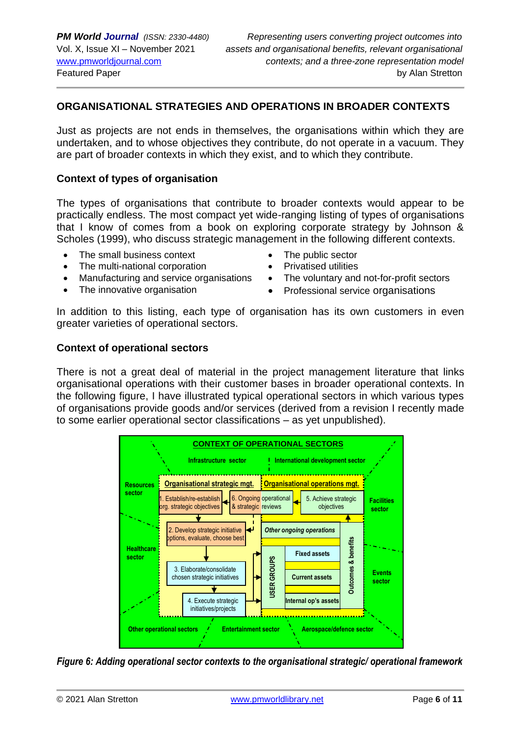## ORGANISATIONAL STRATEGIES AND OPERATIONS IN BROADER CONTEXTS

Just as projects are not ends in themselves, the organisations within which they are undertaken, and to whose objectives they contribute, do not operate in a vacuum. They are part of broader contexts in which they exist, and to which they contribute.

### Context of types of organisation

The types of organisations that contribute to broader contexts would appear to be practically endless. The most compact yet wide-ranging listing of types of organisations that I know of comes from a book on exploring corporate strategy by Johnson & Scholes (1999), who discuss strategic management in the following different contexts.

- The small business context
- The multi-national corporation
- Manufacturing and service organisations
- The innovative organisation
- The public sector
- Privatised utilities
- The voluntary and not-for-profit sectors
- Professional service organisations

In addition to this listing, each type of organisation has its own customers in even greater varieties of operational sectors.

### Context of operational sectors

There is not a great deal of material in the project management literature that links organisational operations with their customer bases in broader operational contexts. In the following figure, I have illustrated typical operational sectors in which various types of organisations provide goods and/or services (derived from a revision I recently made to some earlier operational sector classifications – as yet unpublished).

*Figure 6: Adding operational sector contexts to the organisational strategic/ operational framework*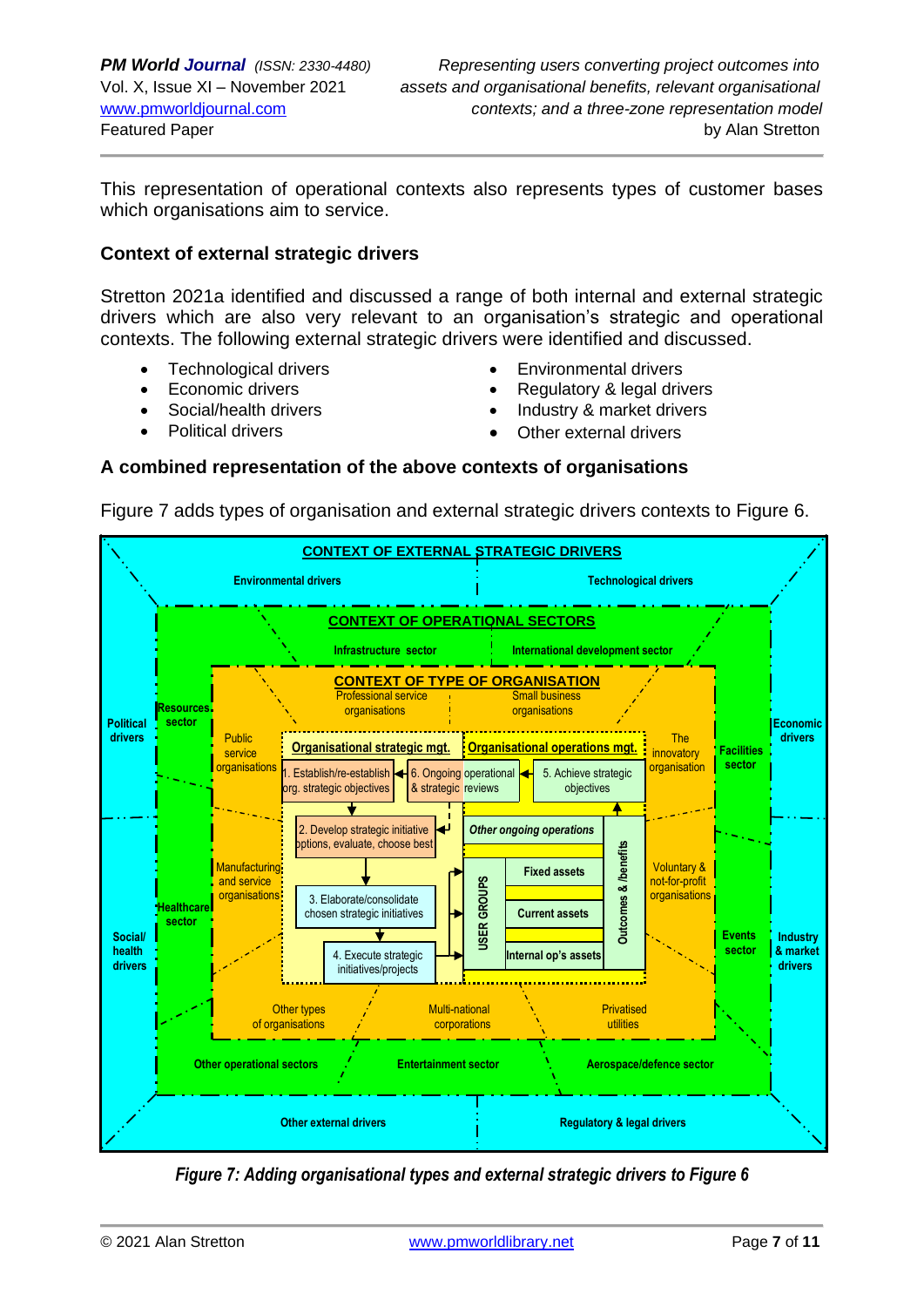This representation of operational contexts also represents types of customer bases which organisations aim to service.

### Context of external strategic drivers

Stretton 2021a identified and discussed a range of both internal and external strategic drivers which are also very relevant to an organisation's strategic and operational contexts. The following external strategic drivers were identified and discussed.

- Technological drivers
- Economic drivers
- Social/health drivers
- Political drivers
- Environmental drivers
- Regulatory & legal drivers
- Industry & market drivers
- Other external drivers

### A combined representation of the above contexts of organisations

Figure 7 adds types of organisation and external strategic drivers contexts to Figure 6.

*Figure 7: Adding organisational types and external strategic drivers to Figure 6*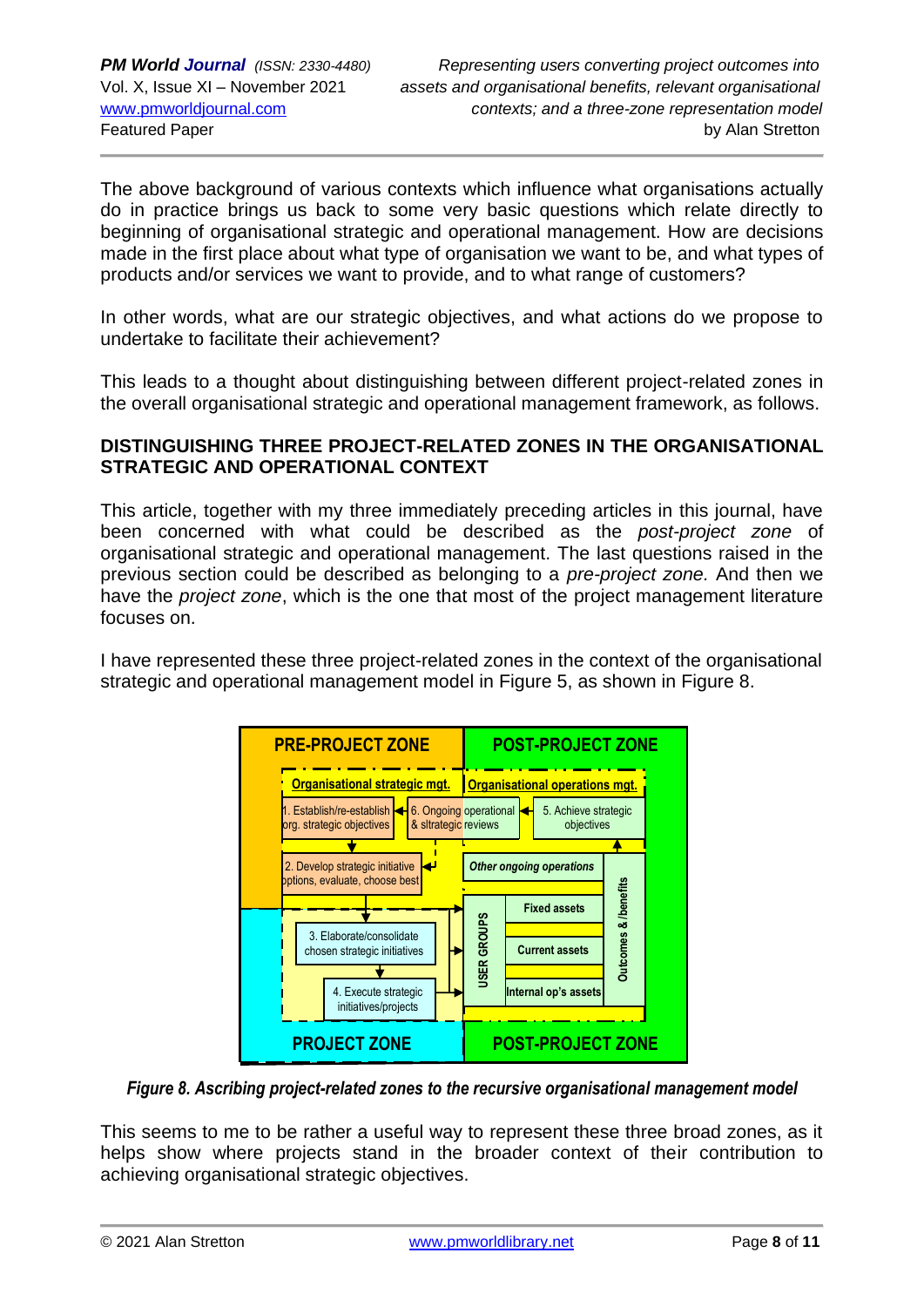The above background of various contexts which influence what organisations actually do in practice brings us back to some very basic questions which relate directly to beginning of organisational strategic and operational management. How are decisions made in the first place about what type of organisation we want to be, and what types of products and/or services we want to provide, and to what range of customers?

In other words, what are our strategic objectives, and what actions do we propose to undertake to facilitate their achievement?

This leads to a thought about distinguishing between different project-related zones in the overall organisational strategic and operational management framework, as follows.

## DISTINGUISHING THREE PROJECT-RELATED ZONES IN THE ORGANISATIONAL STRATEGIC AND OPERATIONAL CONTEXT

This article, together with my three immediately preceding articles in this journal, have been concerned with what could be described as the *post-project zone* of organisational strategic and operational management. The last questions raised in the previous section could be described as belonging to a *pre-project zone.* And then we have the *project zone*, which is the one that most of the project management literature focuses on.

I have represented these three project-related zones in the context of the organisational strategic and operational management model in Figure 5, as shown in Figure 8.

PRE-PROJECT ZONE | POST-PROJECT ZONE

Organisational strategic mgt. | Organisational operations mgt.

1. Establish/re-establish org. strategic objectives
6. Ongoing operational & sltrategic reviews
5. Achieve strategic objectives
2. Develop strategic initiative options, evaluate, choose best
Other ongoing operations
3. Elaborate/consolidate chosen strategic initiatives
4. Execute strategic initiatives/projects
USER GROUPS
Fixed assets
Current assets
Internal op's assets
Outcomes & /benefits

PROJECT ZONE | POST-PROJECT ZONE

***Figure 8. Ascribing project-related zones to the recursive organisational management model***

This seems to me to be rather a useful way to represent these three broad zones, as it helps show where projects stand in the broader context of their contribution to achieving organisational strategic objectives.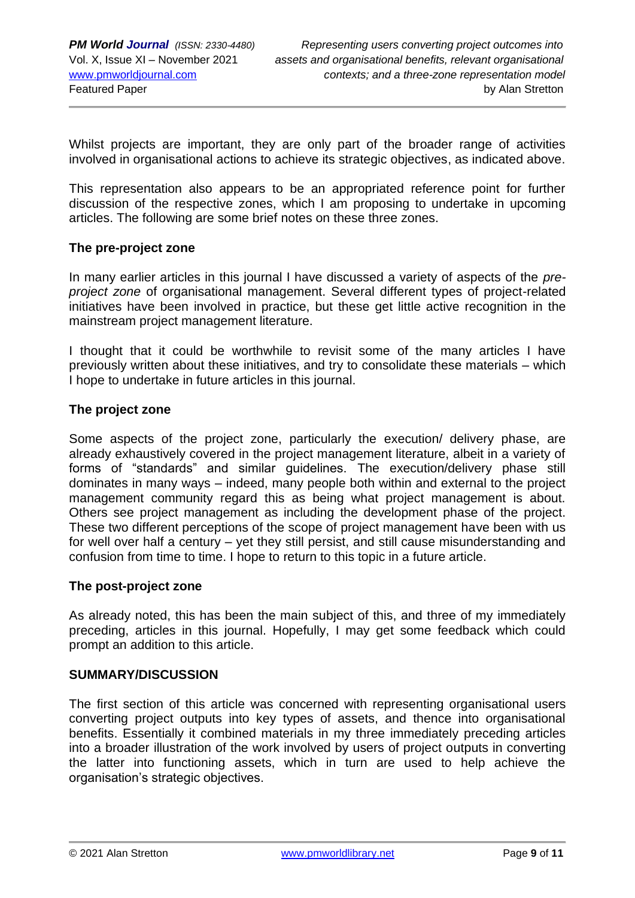Whilst projects are important, they are only part of the broader range of activities involved in organisational actions to achieve its strategic objectives, as indicated above.

This representation also appears to be an appropriated reference point for further discussion of the respective zones, which I am proposing to undertake in upcoming articles. The following are some brief notes on these three zones.

### The pre-project zone

In many earlier articles in this journal I have discussed a variety of aspects of the *pre-project zone* of organisational management. Several different types of project-related initiatives have been involved in practice, but these get little active recognition in the mainstream project management literature.

I thought that it could be worthwhile to revisit some of the many articles I have previously written about these initiatives, and try to consolidate these materials – which I hope to undertake in future articles in this journal.

### The project zone

Some aspects of the project zone, particularly the execution/ delivery phase, are already exhaustively covered in the project management literature, albeit in a variety of forms of "standards" and similar guidelines. The execution/delivery phase still dominates in many ways – indeed, many people both within and external to the project management community regard this as being what project management is about. Others see project management as including the development phase of the project. These two different perceptions of the scope of project management have been with us for well over half a century – yet they still persist, and still cause misunderstanding and confusion from time to time. I hope to return to this topic in a future article.

### The post-project zone

As already noted, this has been the main subject of this, and three of my immediately preceding, articles in this journal. Hopefully, I may get some feedback which could prompt an addition to this article.

## SUMMARY/DISCUSSION

The first section of this article was concerned with representing organisational users converting project outputs into key types of assets, and thence into organisational benefits. Essentially it combined materials in my three immediately preceding articles into a broader illustration of the work involved by users of project outputs in converting the latter into functioning assets, which in turn are used to help achieve the organisation's strategic objectives.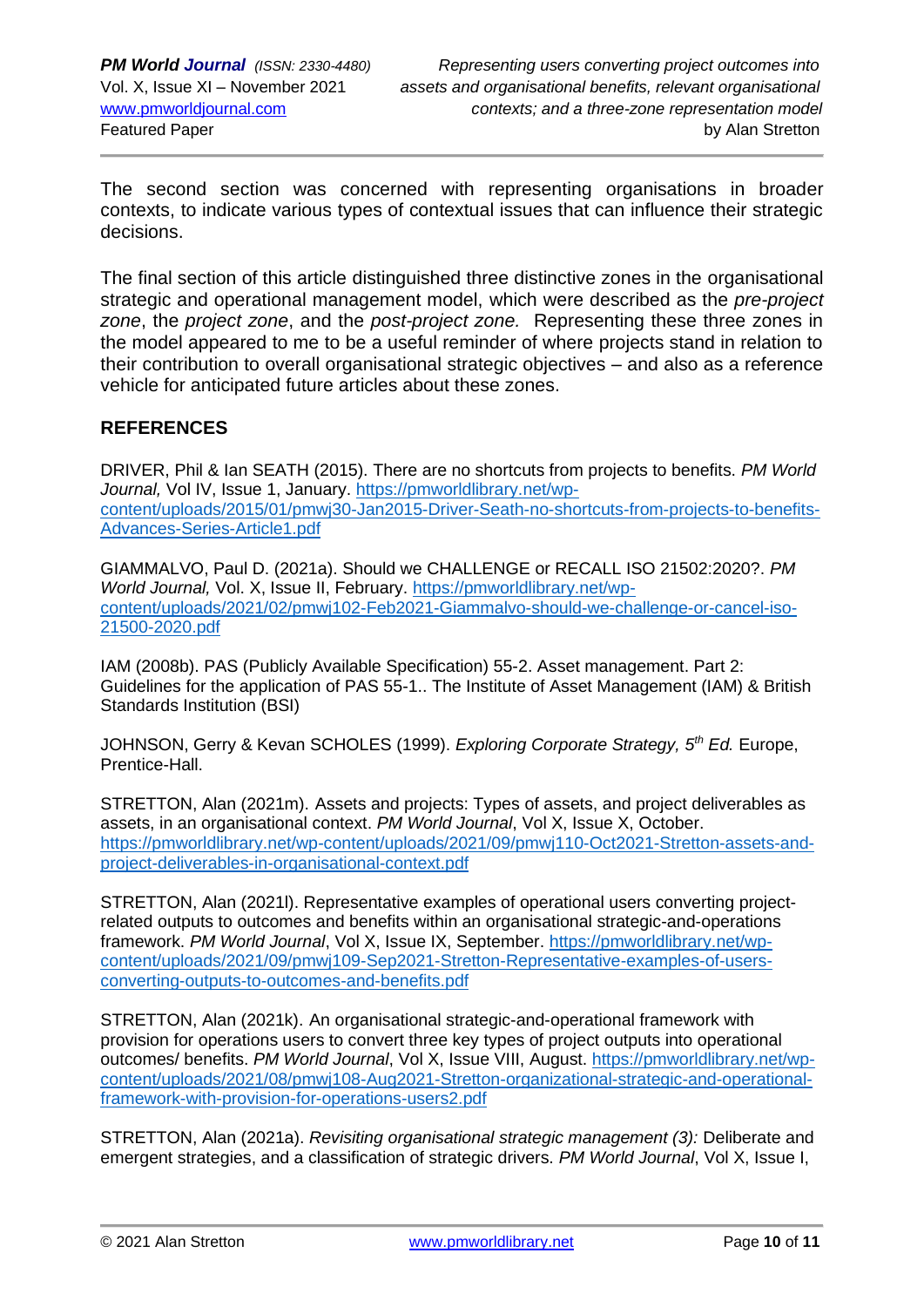The second section was concerned with representing organisations in broader contexts, to indicate various types of contextual issues that can influence their strategic decisions.

The final section of this article distinguished three distinctive zones in the organisational strategic and operational management model, which were described as the *pre-project zone*, the *project zone*, and the *post-project zone.* Representing these three zones in the model appeared to me to be a useful reminder of where projects stand in relation to their contribution to overall organisational strategic objectives – and also as a reference vehicle for anticipated future articles about these zones.

## REFERENCES

DRIVER, Phil & Ian SEATH (2015). There are no shortcuts from projects to benefits. *PM World Journal,* Vol IV, Issue 1, January. https://pmworldlibrary.net/wp-content/uploads/2015/01/pmwj30-Jan2015-Driver-Seath-no-shortcuts-from-projects-to-benefits-Advances-Series-Article1.pdf

GIAMMALVO, Paul D. (2021a). Should we CHALLENGE or RECALL ISO 21502:2020?. *PM World Journal,* Vol. X, Issue II, February. https://pmworldlibrary.net/wp-content/uploads/2021/02/pmwj102-Feb2021-Giammalvo-should-we-challenge-or-cancel-iso-21500-2020.pdf

IAM (2008b). PAS (Publicly Available Specification) 55-2. Asset management. Part 2: Guidelines for the application of PAS 55-1.. The Institute of Asset Management (IAM) & British Standards Institution (BSI)

JOHNSON, Gerry & Kevan SCHOLES (1999). *Exploring Corporate Strategy, 5th Ed.* Europe, Prentice-Hall.

STRETTON, Alan (2021m). Assets and projects: Types of assets, and project deliverables as assets, in an organisational context. *PM World Journal*, Vol X, Issue X, October. https://pmworldlibrary.net/wp-content/uploads/2021/09/pmwj110-Oct2021-Stretton-assets-and-project-deliverables-in-organisational-context.pdf

STRETTON, Alan (2021l). Representative examples of operational users converting project-related outputs to outcomes and benefits within an organisational strategic-and-operations framework. *PM World Journal*, Vol X, Issue IX, September. https://pmworldlibrary.net/wp-content/uploads/2021/09/pmwj109-Sep2021-Stretton-Representative-examples-of-users-converting-outputs-to-outcomes-and-benefits.pdf

STRETTON, Alan (2021k). An organisational strategic-and-operational framework with provision for operations users to convert three key types of project outputs into operational outcomes/ benefits. *PM World Journal*, Vol X, Issue VIII, August. https://pmworldlibrary.net/wp-content/uploads/2021/08/pmwj108-Aug2021-Stretton-organizational-strategic-and-operational-framework-with-provision-for-operations-users2.pdf

STRETTON, Alan (2021a). *Revisiting organisational strategic management (3):* Deliberate and emergent strategies, and a classification of strategic drivers. *PM World Journal*, Vol X, Issue I,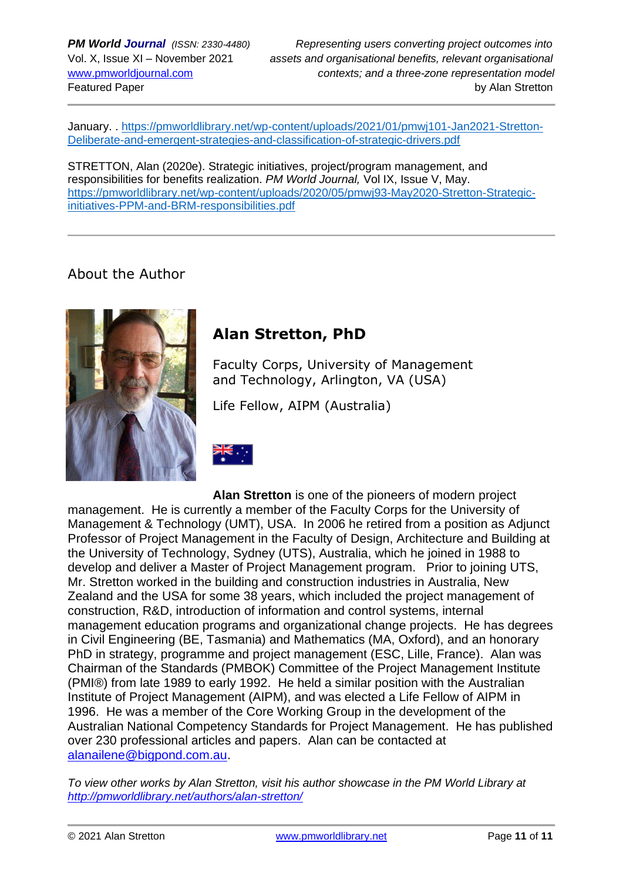January. . https://pmworldlibrary.net/wp-content/uploads/2021/01/pmwj101-Jan2021-Stretton-Deliberate-and-emergent-strategies-and-classification-of-strategic-drivers.pdf

STRETTON, Alan (2020e). Strategic initiatives, project/program management, and responsibilities for benefits realization. *PM World Journal,* Vol IX, Issue V, May. https://pmworldlibrary.net/wp-content/uploads/2020/05/pmwj93-May2020-Stretton-Strategic-initiatives-PPM-and-BRM-responsibilities.pdf

## About the Author

### Alan Stretton, PhD

Faculty Corps, University of Management and Technology, Arlington, VA (USA)

Life Fellow, AIPM (Australia)

**Alan Stretton** is one of the pioneers of modern project management. He is currently a member of the Faculty Corps for the University of Management & Technology (UMT), USA. In 2006 he retired from a position as Adjunct Professor of Project Management in the Faculty of Design, Architecture and Building at the University of Technology, Sydney (UTS), Australia, which he joined in 1988 to develop and deliver a Master of Project Management program. Prior to joining UTS, Mr. Stretton worked in the building and construction industries in Australia, New Zealand and the USA for some 38 years, which included the project management of construction, R&D, introduction of information and control systems, internal management education programs and organizational change projects. He has degrees in Civil Engineering (BE, Tasmania) and Mathematics (MA, Oxford), and an honorary PhD in strategy, programme and project management (ESC, Lille, France). Alan was Chairman of the Standards (PMBOK) Committee of the Project Management Institute (PMI®) from late 1989 to early 1992. He held a similar position with the Australian Institute of Project Management (AIPM), and was elected a Life Fellow of AIPM in 1996. He was a member of the Core Working Group in the development of the Australian National Competency Standards for Project Management. He has published over 230 professional articles and papers. Alan can be contacted at alanailene@bigpond.com.au.

*To view other works by Alan Stretton, visit his author showcase in the PM World Library at http://pmworldlibrary.net/authors/alan-stretton/*